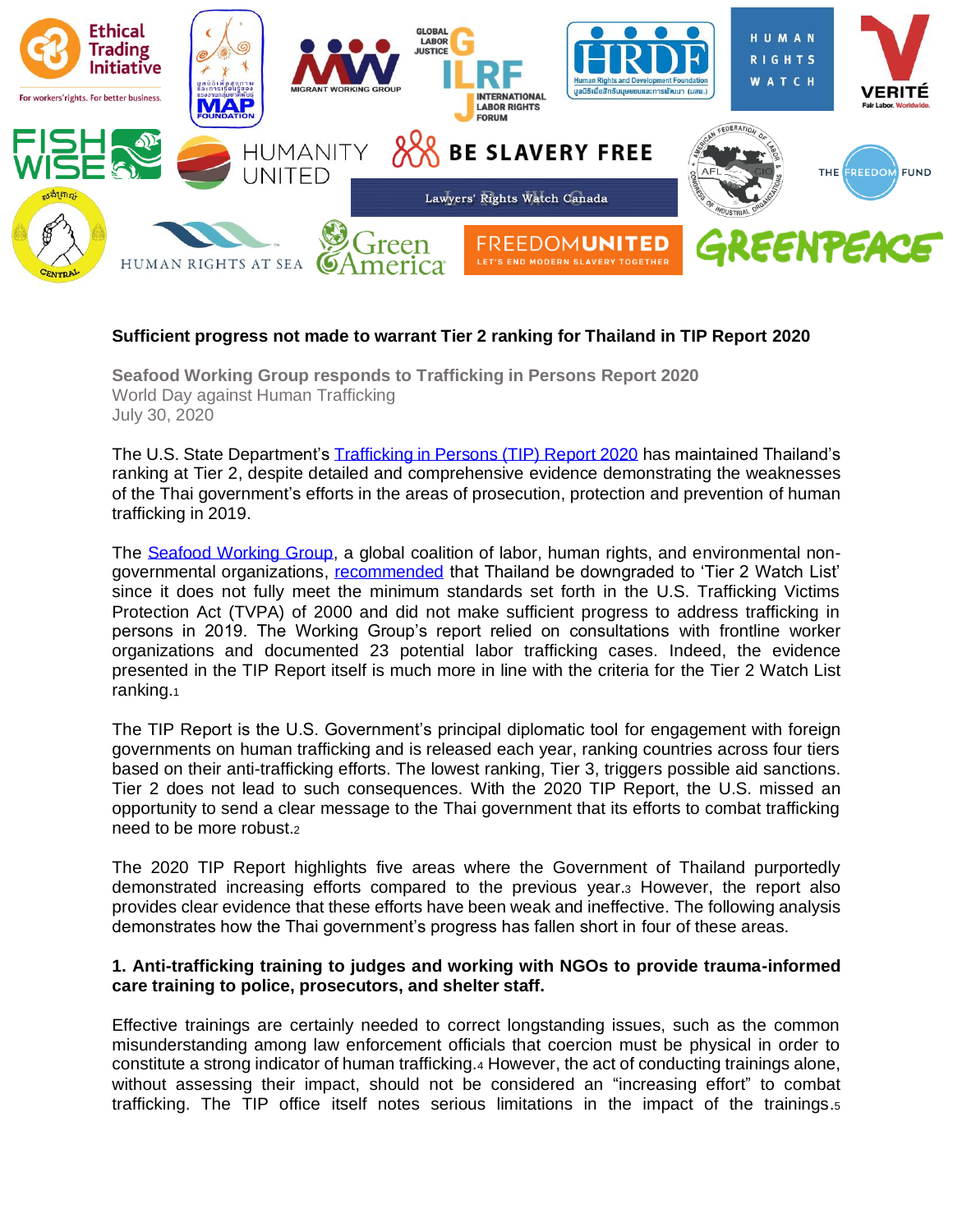**Sufficient progress not made to warrant Tier 2 ranking for Thailand in TIP Report 2020**

**Seafood Working Group responds to Trafficking in Persons Report 2020**
World Day against Human Trafficking
July 30, 2020

The U.S. State Department's Trafficking in Persons (TIP) Report 2020 has maintained Thailand's ranking at Tier 2, despite detailed and comprehensive evidence demonstrating the weaknesses of the Thai government's efforts in the areas of prosecution, protection and prevention of human trafficking in 2019.

The Seafood Working Group, a global coalition of labor, human rights, and environmental non-governmental organizations, recommended that Thailand be downgraded to 'Tier 2 Watch List' since it does not fully meet the minimum standards set forth in the U.S. Trafficking Victims Protection Act (TVPA) of 2000 and did not make sufficient progress to address trafficking in persons in 2019. The Working Group's report relied on consultations with frontline worker organizations and documented 23 potential labor trafficking cases. Indeed, the evidence presented in the TIP Report itself is much more in line with the criteria for the Tier 2 Watch List ranking.[1]

The TIP Report is the U.S. Government's principal diplomatic tool for engagement with foreign governments on human trafficking and is released each year, ranking countries across four tiers based on their anti-trafficking efforts. The lowest ranking, Tier 3, triggers possible aid sanctions. Tier 2 does not lead to such consequences. With the 2020 TIP Report, the U.S. missed an opportunity to send a clear message to the Thai government that its efforts to combat trafficking need to be more robust.[2]

The 2020 TIP Report highlights five areas where the Government of Thailand purportedly demonstrated increasing efforts compared to the previous year.[3] However, the report also provides clear evidence that these efforts have been weak and ineffective. The following analysis demonstrates how the Thai government's progress has fallen short in four of these areas.

**1. Anti-trafficking training to judges and working with NGOs to provide trauma-informed care training to police, prosecutors, and shelter staff.**

Effective trainings are certainly needed to correct longstanding issues, such as the common misunderstanding among law enforcement officials that coercion must be physical in order to constitute a strong indicator of human trafficking.[4] However, the act of conducting trainings alone, without assessing their impact, should not be considered an "increasing effort" to combat trafficking. The TIP office itself notes serious limitations in the impact of the trainings.[5]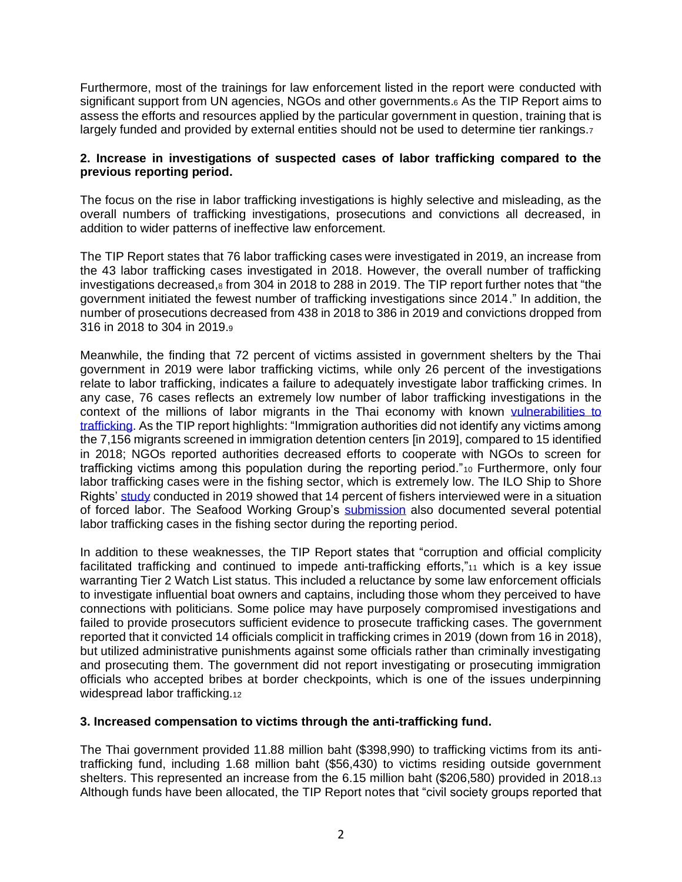Furthermore, most of the trainings for law enforcement listed in the report were conducted with significant support from UN agencies, NGOs and other governments.[6] As the TIP Report aims to assess the efforts and resources applied by the particular government in question, training that is largely funded and provided by external entities should not be used to determine tier rankings.[7]

**2. Increase in investigations of suspected cases of labor trafficking compared to the previous reporting period.**

The focus on the rise in labor trafficking investigations is highly selective and misleading, as the overall numbers of trafficking investigations, prosecutions and convictions all decreased, in addition to wider patterns of ineffective law enforcement.

The TIP Report states that 76 labor trafficking cases were investigated in 2019, an increase from the 43 labor trafficking cases investigated in 2018. However, the overall number of trafficking investigations decreased,[8] from 304 in 2018 to 288 in 2019. The TIP report further notes that "the government initiated the fewest number of trafficking investigations since 2014." In addition, the number of prosecutions decreased from 438 in 2018 to 386 in 2019 and convictions dropped from 316 in 2018 to 304 in 2019.[9]

Meanwhile, the finding that 72 percent of victims assisted in government shelters by the Thai government in 2019 were labor trafficking victims, while only 26 percent of the investigations relate to labor trafficking, indicates a failure to adequately investigate labor trafficking crimes. In any case, 76 cases reflects an extremely low number of labor trafficking investigations in the context of the millions of labor migrants in the Thai economy with known vulnerabilities to trafficking. As the TIP report highlights: "Immigration authorities did not identify any victims among the 7,156 migrants screened in immigration detention centers [in 2019], compared to 15 identified in 2018; NGOs reported authorities decreased efforts to cooperate with NGOs to screen for trafficking victims among this population during the reporting period."[10] Furthermore, only four labor trafficking cases were in the fishing sector, which is extremely low. The ILO Ship to Shore Rights' study conducted in 2019 showed that 14 percent of fishers interviewed were in a situation of forced labor. The Seafood Working Group's submission also documented several potential labor trafficking cases in the fishing sector during the reporting period.

In addition to these weaknesses, the TIP Report states that "corruption and official complicity facilitated trafficking and continued to impede anti-trafficking efforts,"[11] which is a key issue warranting Tier 2 Watch List status. This included a reluctance by some law enforcement officials to investigate influential boat owners and captains, including those whom they perceived to have connections with politicians. Some police may have purposely compromised investigations and failed to provide prosecutors sufficient evidence to prosecute trafficking cases. The government reported that it convicted 14 officials complicit in trafficking crimes in 2019 (down from 16 in 2018), but utilized administrative punishments against some officials rather than criminally investigating and prosecuting them. The government did not report investigating or prosecuting immigration officials who accepted bribes at border checkpoints, which is one of the issues underpinning widespread labor trafficking.[12]

**3. Increased compensation to victims through the anti-trafficking fund.**

The Thai government provided 11.88 million baht ($398,990) to trafficking victims from its anti-trafficking fund, including 1.68 million baht ($56,430) to victims residing outside government shelters. This represented an increase from the 6.15 million baht ($206,580) provided in 2018.[13] Although funds have been allocated, the TIP Report notes that "civil society groups reported that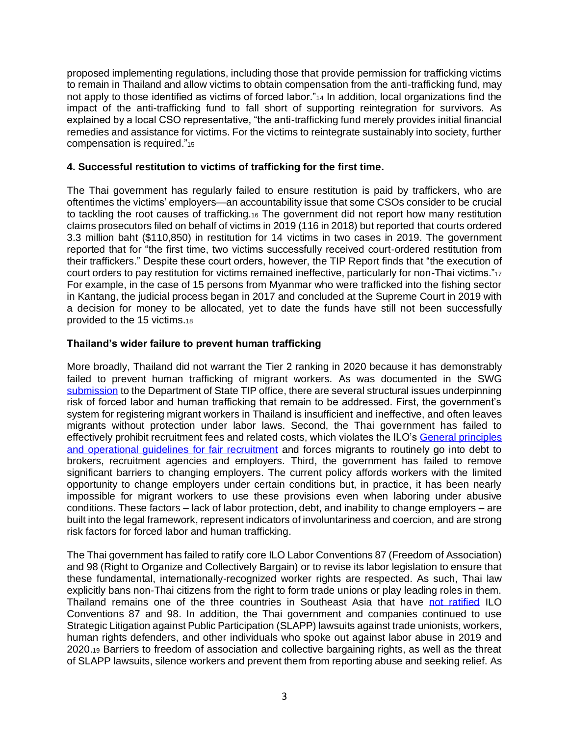proposed implementing regulations, including those that provide permission for trafficking victims to remain in Thailand and allow victims to obtain compensation from the anti-trafficking fund, may not apply to those identified as victims of forced labor."[14] In addition, local organizations find the impact of the anti-trafficking fund to fall short of supporting reintegration for survivors. As explained by a local CSO representative, "the anti-trafficking fund merely provides initial financial remedies and assistance for victims. For the victims to reintegrate sustainably into society, further compensation is required."[15]

**4. Successful restitution to victims of trafficking for the first time.**

The Thai government has regularly failed to ensure restitution is paid by traffickers, who are oftentimes the victims' employers—an accountability issue that some CSOs consider to be crucial to tackling the root causes of trafficking.[16] The government did not report how many restitution claims prosecutors filed on behalf of victims in 2019 (116 in 2018) but reported that courts ordered 3.3 million baht ($110,850) in restitution for 14 victims in two cases in 2019. The government reported that for "the first time, two victims successfully received court-ordered restitution from their traffickers." Despite these court orders, however, the TIP Report finds that "the execution of court orders to pay restitution for victims remained ineffective, particularly for non-Thai victims."[17] For example, in the case of 15 persons from Myanmar who were trafficked into the fishing sector in Kantang, the judicial process began in 2017 and concluded at the Supreme Court in 2019 with a decision for money to be allocated, yet to date the funds have still not been successfully provided to the 15 victims.[18]

**Thailand's wider failure to prevent human trafficking**

More broadly, Thailand did not warrant the Tier 2 ranking in 2020 because it has demonstrably failed to prevent human trafficking of migrant workers. As was documented in the SWG submission to the Department of State TIP office, there are several structural issues underpinning risk of forced labor and human trafficking that remain to be addressed. First, the government's system for registering migrant workers in Thailand is insufficient and ineffective, and often leaves migrants without protection under labor laws. Second, the Thai government has failed to effectively prohibit recruitment fees and related costs, which violates the ILO's General principles and operational guidelines for fair recruitment and forces migrants to routinely go into debt to brokers, recruitment agencies and employers. Third, the government has failed to remove significant barriers to changing employers. The current policy affords workers with the limited opportunity to change employers under certain conditions but, in practice, it has been nearly impossible for migrant workers to use these provisions even when laboring under abusive conditions. These factors – lack of labor protection, debt, and inability to change employers – are built into the legal framework, represent indicators of involuntariness and coercion, and are strong risk factors for forced labor and human trafficking.

The Thai government has failed to ratify core ILO Labor Conventions 87 (Freedom of Association) and 98 (Right to Organize and Collectively Bargain) or to revise its labor legislation to ensure that these fundamental, internationally-recognized worker rights are respected. As such, Thai law explicitly bans non-Thai citizens from the right to form trade unions or play leading roles in them. Thailand remains one of the three countries in Southeast Asia that have not ratified ILO Conventions 87 and 98. In addition, the Thai government and companies continued to use Strategic Litigation against Public Participation (SLAPP) lawsuits against trade unionists, workers, human rights defenders, and other individuals who spoke out against labor abuse in 2019 and 2020.[19] Barriers to freedom of association and collective bargaining rights, as well as the threat of SLAPP lawsuits, silence workers and prevent them from reporting abuse and seeking relief. As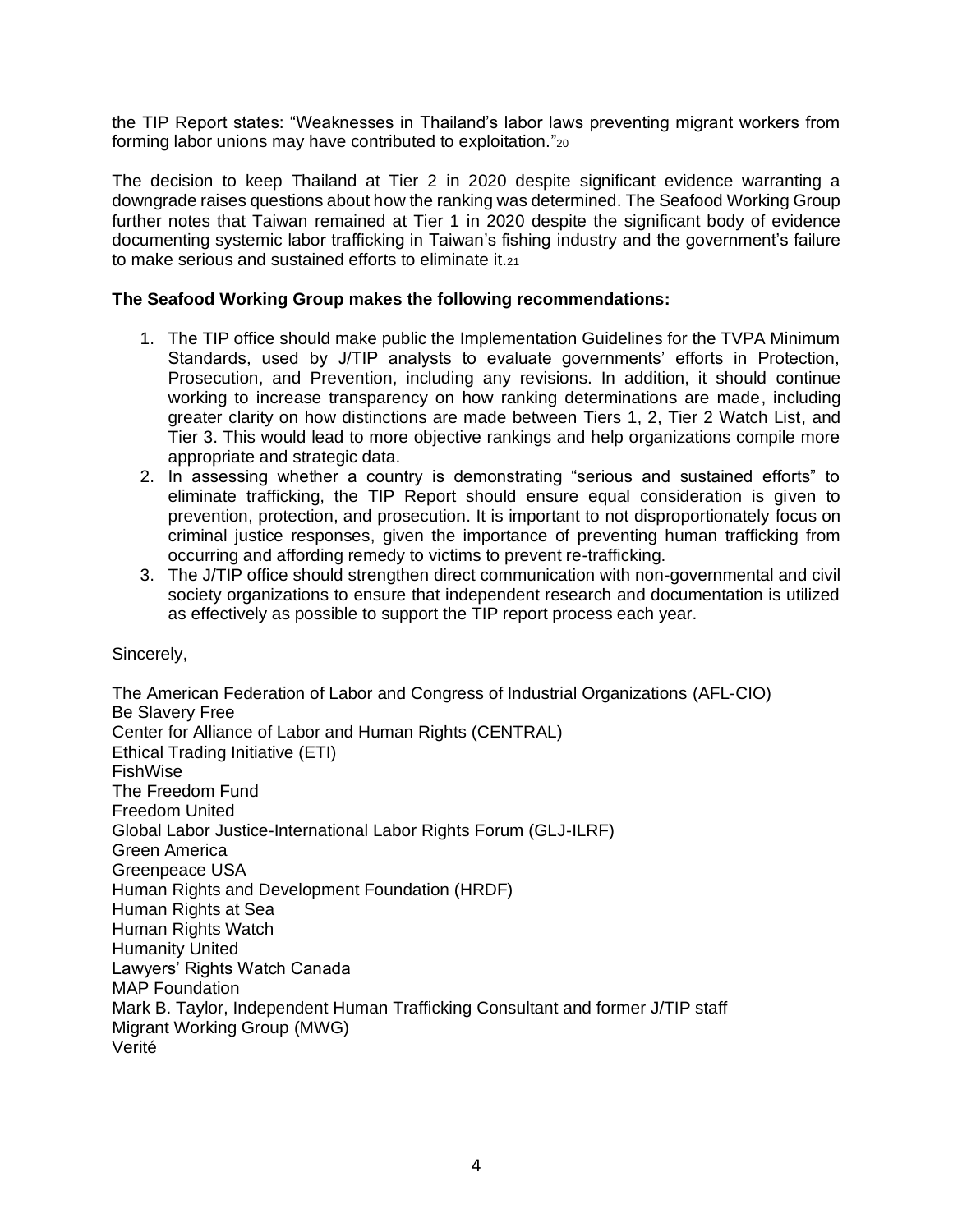the TIP Report states: “Weaknesses in Thailand’s labor laws preventing migrant workers from forming labor unions may have contributed to exploitation.”[20]

The decision to keep Thailand at Tier 2 in 2020 despite significant evidence warranting a downgrade raises questions about how the ranking was determined. The Seafood Working Group further notes that Taiwan remained at Tier 1 in 2020 despite the significant body of evidence documenting systemic labor trafficking in Taiwan’s fishing industry and the government’s failure to make serious and sustained efforts to eliminate it.[21]

**The Seafood Working Group makes the following recommendations:**

1. The TIP office should make public the Implementation Guidelines for the TVPA Minimum Standards, used by J/TIP analysts to evaluate governments’ efforts in Protection, Prosecution, and Prevention, including any revisions. In addition, it should continue working to increase transparency on how ranking determinations are made, including greater clarity on how distinctions are made between Tiers 1, 2, Tier 2 Watch List, and Tier 3. This would lead to more objective rankings and help organizations compile more appropriate and strategic data.
2. In assessing whether a country is demonstrating “serious and sustained efforts” to eliminate trafficking, the TIP Report should ensure equal consideration is given to prevention, protection, and prosecution. It is important to not disproportionately focus on criminal justice responses, given the importance of preventing human trafficking from occurring and affording remedy to victims to prevent re-trafficking.
3. The J/TIP office should strengthen direct communication with non-governmental and civil society organizations to ensure that independent research and documentation is utilized as effectively as possible to support the TIP report process each year.

Sincerely,

The American Federation of Labor and Congress of Industrial Organizations (AFL-CIO)
Be Slavery Free
Center for Alliance of Labor and Human Rights (CENTRAL)
Ethical Trading Initiative (ETI)
FishWise
The Freedom Fund
Freedom United
Global Labor Justice-International Labor Rights Forum (GLJ-ILRF)
Green America
Greenpeace USA
Human Rights and Development Foundation (HRDF)
Human Rights at Sea
Human Rights Watch
Humanity United
Lawyers’ Rights Watch Canada
MAP Foundation
Mark B. Taylor, Independent Human Trafficking Consultant and former J/TIP staff
Migrant Working Group (MWG)
Verité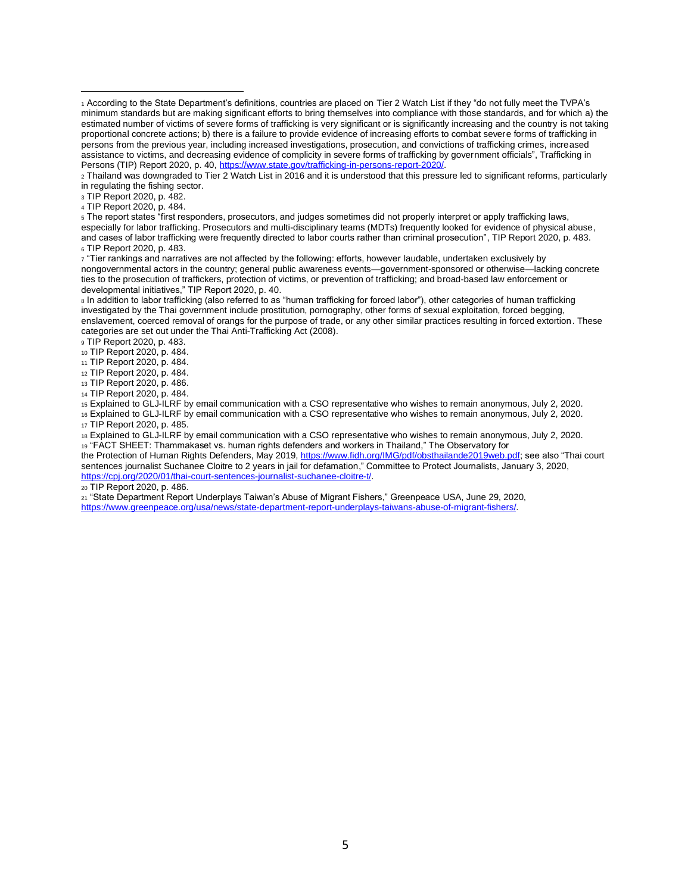[1] According to the State Department's definitions, countries are placed on Tier 2 Watch List if they "do not fully meet the TVPA's minimum standards but are making significant efforts to bring themselves into compliance with those standards, and for which a) the estimated number of victims of severe forms of trafficking is very significant or is significantly increasing and the country is not taking proportional concrete actions; b) there is a failure to provide evidence of increasing efforts to combat severe forms of trafficking in persons from the previous year, including increased investigations, prosecution, and convictions of trafficking crimes, increased assistance to victims, and decreasing evidence of complicity in severe forms of trafficking by government officials", Trafficking in Persons (TIP) Report 2020, p. 40, https://www.state.gov/trafficking-in-persons-report-2020/.

[2] Thailand was downgraded to Tier 2 Watch List in 2016 and it is understood that this pressure led to significant reforms, particularly in regulating the fishing sector.

[3] TIP Report 2020, p. 482.

[4] TIP Report 2020, p. 484.

[5] The report states "first responders, prosecutors, and judges sometimes did not properly interpret or apply trafficking laws, especially for labor trafficking. Prosecutors and multi-disciplinary teams (MDTs) frequently looked for evidence of physical abuse, and cases of labor trafficking were frequently directed to labor courts rather than criminal prosecution", TIP Report 2020, p. 483.

[6] TIP Report 2020, p. 483.

[7] "Tier rankings and narratives are not affected by the following: efforts, however laudable, undertaken exclusively by nongovernmental actors in the country; general public awareness events—government-sponsored or otherwise—lacking concrete ties to the prosecution of traffickers, protection of victims, or prevention of trafficking; and broad-based law enforcement or developmental initiatives," TIP Report 2020, p. 40.

[8] In addition to labor trafficking (also referred to as "human trafficking for forced labor"), other categories of human trafficking investigated by the Thai government include prostitution, pornography, other forms of sexual exploitation, forced begging, enslavement, coerced removal of orangs for the purpose of trade, or any other similar practices resulting in forced extortion. These categories are set out under the Thai Anti-Trafficking Act (2008).

[9] TIP Report 2020, p. 483.

[10] TIP Report 2020, p. 484.

[11] TIP Report 2020, p. 484.

[12] TIP Report 2020, p. 484.

[13] TIP Report 2020, p. 486.

[14] TIP Report 2020, p. 484.

[15] Explained to GLJ-ILRF by email communication with a CSO representative who wishes to remain anonymous, July 2, 2020.

[16] Explained to GLJ-ILRF by email communication with a CSO representative who wishes to remain anonymous, July 2, 2020.

[17] TIP Report 2020, p. 485.

[18] Explained to GLJ-ILRF by email communication with a CSO representative who wishes to remain anonymous, July 2, 2020.

[19] "FACT SHEET: Thammakaset vs. human rights defenders and workers in Thailand," The Observatory for the Protection of Human Rights Defenders, May 2019, https://www.fidh.org/IMG/pdf/obsthailande2019web.pdf; see also "Thai court sentences journalist Suchanee Cloitre to 2 years in jail for defamation," Committee to Protect Journalists, January 3, 2020, https://cpj.org/2020/01/thai-court-sentences-journalist-suchanee-cloitre-t/.

[20] TIP Report 2020, p. 486.

[21] "State Department Report Underplays Taiwan's Abuse of Migrant Fishers," Greenpeace USA, June 29, 2020, https://www.greenpeace.org/usa/news/state-department-report-underplays-taiwans-abuse-of-migrant-fishers/.